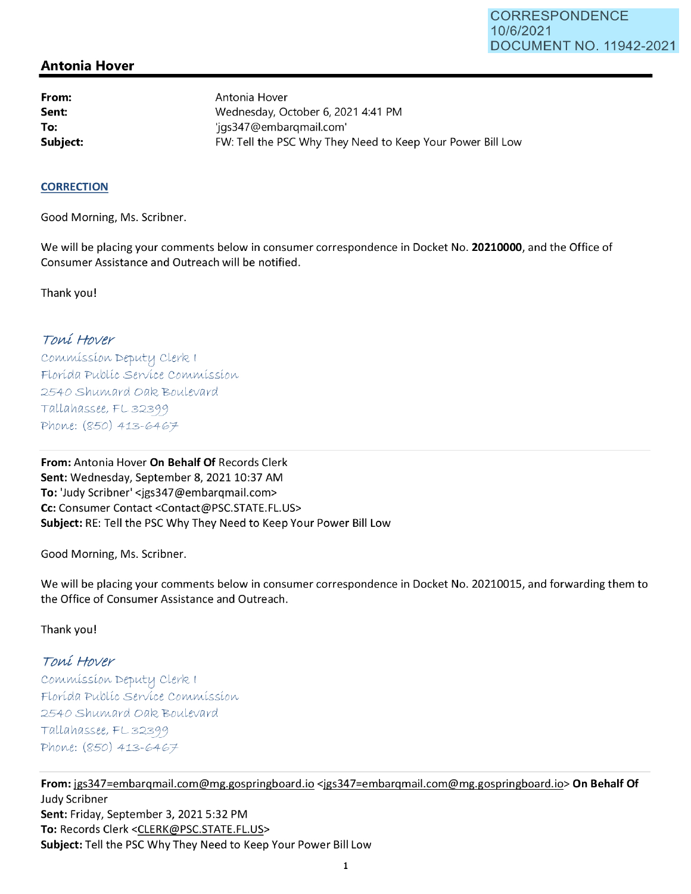CORRESPONDENCE
10/6/2021
DOCUMENT NO. 11942-2021

## Antonia Hover

**From:** Antonia Hover
**Sent:** Wednesday, October 6, 2021 4:41 PM
**To:** 'jgs347@embarqmail.com'
**Subject:** FW: Tell the PSC Why They Need to Keep Your Power Bill Low

**CORRECTION**

Good Morning, Ms. Scribner.

We will be placing your comments below in consumer correspondence in Docket No. **20210000**, and the Office of Consumer Assistance and Outreach will be notified.

Thank you!

*Toni Hover*
Commission Deputy Clerk I
Florida Public Service Commission
2540 Shumard Oak Boulevard
Tallahassee, FL 32399
Phone: (850) 413-6467

---

**From:** Antonia Hover **On Behalf Of** Records Clerk
**Sent:** Wednesday, September 8, 2021 10:37 AM
**To:** 'Judy Scribner' <jgs347@embarqmail.com>
**Cc:** Consumer Contact <Contact@PSC.STATE.FL.US>
**Subject:** RE: Tell the PSC Why They Need to Keep Your Power Bill Low

Good Morning, Ms. Scribner.

We will be placing your comments below in consumer correspondence in Docket No. 20210015, and forwarding them to the Office of Consumer Assistance and Outreach.

Thank you!

*Toni Hover*
Commission Deputy Clerk I
Florida Public Service Commission
2540 Shumard Oak Boulevard
Tallahassee, FL 32399
Phone: (850) 413-6467

---

**From:** jgs347=embarqmail.com@mg.gospringboard.io <jgs347=embarqmail.com@mg.gospringboard.io> **On Behalf Of** Judy Scribner
**Sent:** Friday, September 3, 2021 5:32 PM
**To:** Records Clerk <CLERK@PSC.STATE.FL.US>
**Subject:** Tell the PSC Why They Need to Keep Your Power Bill Low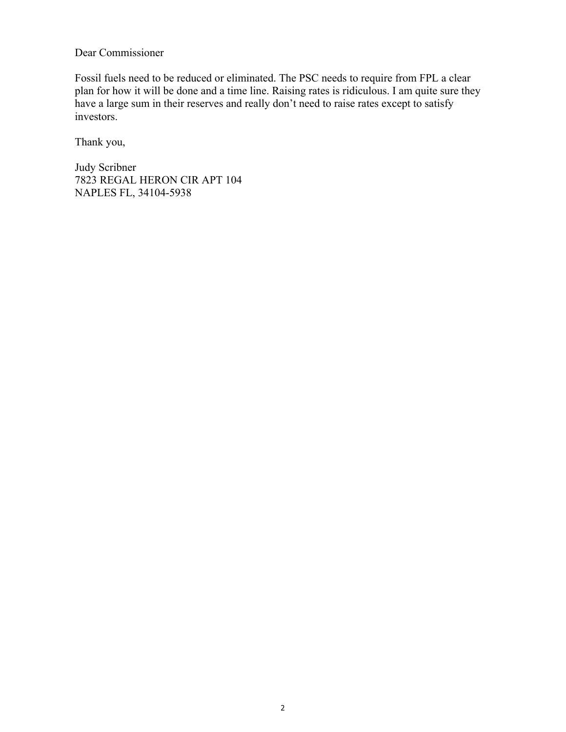Dear Commissioner

Fossil fuels need to be reduced or eliminated. The PSC needs to require from FPL a clear plan for how it will be done and a time line. Raising rates is ridiculous. I am quite sure they have a large sum in their reserves and really don't need to raise rates except to satisfy investors.

Thank you,

Judy Scribner
7823 REGAL HERON CIR APT 104
NAPLES FL, 34104-5938